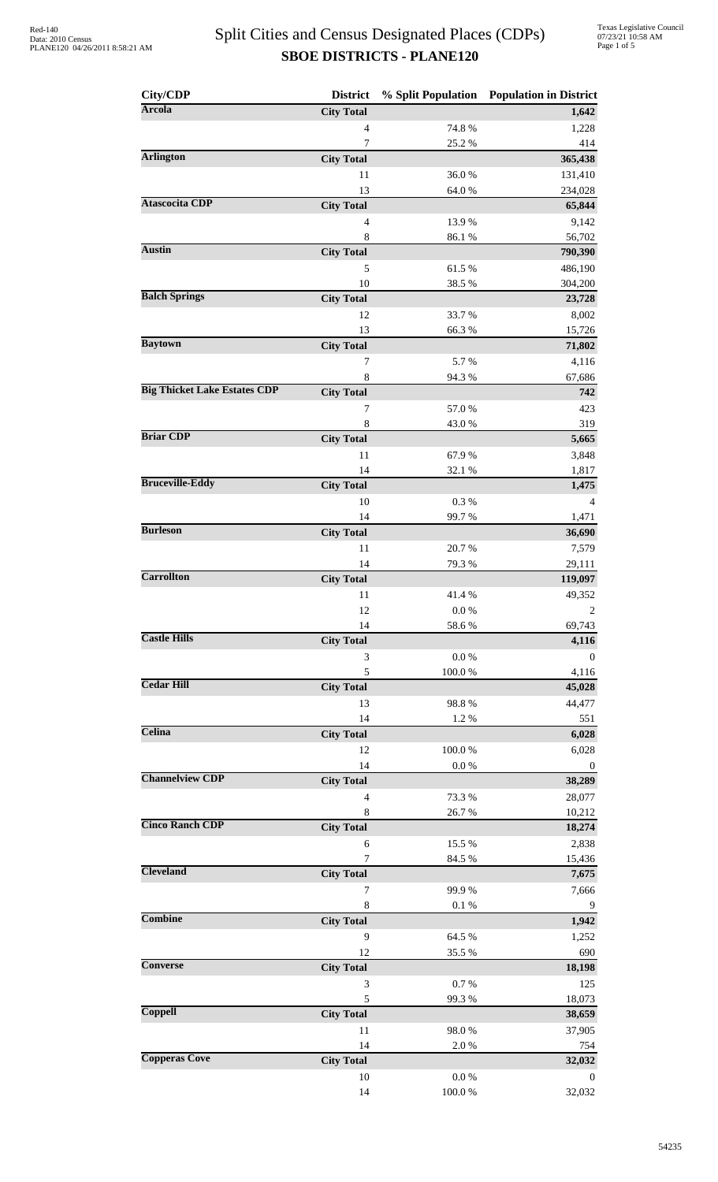# Split Cities and Census Designated Places (CDPs)

## SBOE DISTRICTS - PLANE120

| City/CDP | District | % Split Population | Population in District |
|---|---|---|---|
| **Arcola** | **City Total** | | **1,642** |
| | 4 | 74.8 % | 1,228 |
| | 7 | 25.2 % | 414 |
| **Arlington** | **City Total** | | **365,438** |
| | 11 | 36.0 % | 131,410 |
| | 13 | 64.0 % | 234,028 |
| **Atascocita CDP** | **City Total** | | **65,844** |
| | 4 | 13.9 % | 9,142 |
| | 8 | 86.1 % | 56,702 |
| **Austin** | **City Total** | | **790,390** |
| | 5 | 61.5 % | 486,190 |
| | 10 | 38.5 % | 304,200 |
| **Balch Springs** | **City Total** | | **23,728** |
| | 12 | 33.7 % | 8,002 |
| | 13 | 66.3 % | 15,726 |
| **Baytown** | **City Total** | | **71,802** |
| | 7 | 5.7 % | 4,116 |
| | 8 | 94.3 % | 67,686 |
| **Big Thicket Lake Estates CDP** | **City Total** | | **742** |
| | 7 | 57.0 % | 423 |
| | 8 | 43.0 % | 319 |
| **Briar CDP** | **City Total** | | **5,665** |
| | 11 | 67.9 % | 3,848 |
| | 14 | 32.1 % | 1,817 |
| **Bruceville-Eddy** | **City Total** | | **1,475** |
| | 10 | 0.3 % | 4 |
| | 14 | 99.7 % | 1,471 |
| **Burleson** | **City Total** | | **36,690** |
| | 11 | 20.7 % | 7,579 |
| | 14 | 79.3 % | 29,111 |
| **Carrollton** | **City Total** | | **119,097** |
| | 11 | 41.4 % | 49,352 |
| | 12 | 0.0 % | 2 |
| | 14 | 58.6 % | 69,743 |
| **Castle Hills** | **City Total** | | **4,116** |
| | 3 | 0.0 % | 0 |
| | 5 | 100.0 % | 4,116 |
| **Cedar Hill** | **City Total** | | **45,028** |
| | 13 | 98.8 % | 44,477 |
| | 14 | 1.2 % | 551 |
| **Celina** | **City Total** | | **6,028** |
| | 12 | 100.0 % | 6,028 |
| | 14 | 0.0 % | 0 |
| **Channelview CDP** | **City Total** | | **38,289** |
| | 4 | 73.3 % | 28,077 |
| | 8 | 26.7 % | 10,212 |
| **Cinco Ranch CDP** | **City Total** | | **18,274** |
| | 6 | 15.5 % | 2,838 |
| | 7 | 84.5 % | 15,436 |
| **Cleveland** | **City Total** | | **7,675** |
| | 7 | 99.9 % | 7,666 |
| | 8 | 0.1 % | 9 |
| **Combine** | **City Total** | | **1,942** |
| | 9 | 64.5 % | 1,252 |
| | 12 | 35.5 % | 690 |
| **Converse** | **City Total** | | **18,198** |
| | 3 | 0.7 % | 125 |
| | 5 | 99.3 % | 18,073 |
| **Coppell** | **City Total** | | **38,659** |
| | 11 | 98.0 % | 37,905 |
| | 14 | 2.0 % | 754 |
| **Copperas Cove** | **City Total** | | **32,032** |
| | 10 | 0.0 % | 0 |
| | 14 | 100.0 % | 32,032 |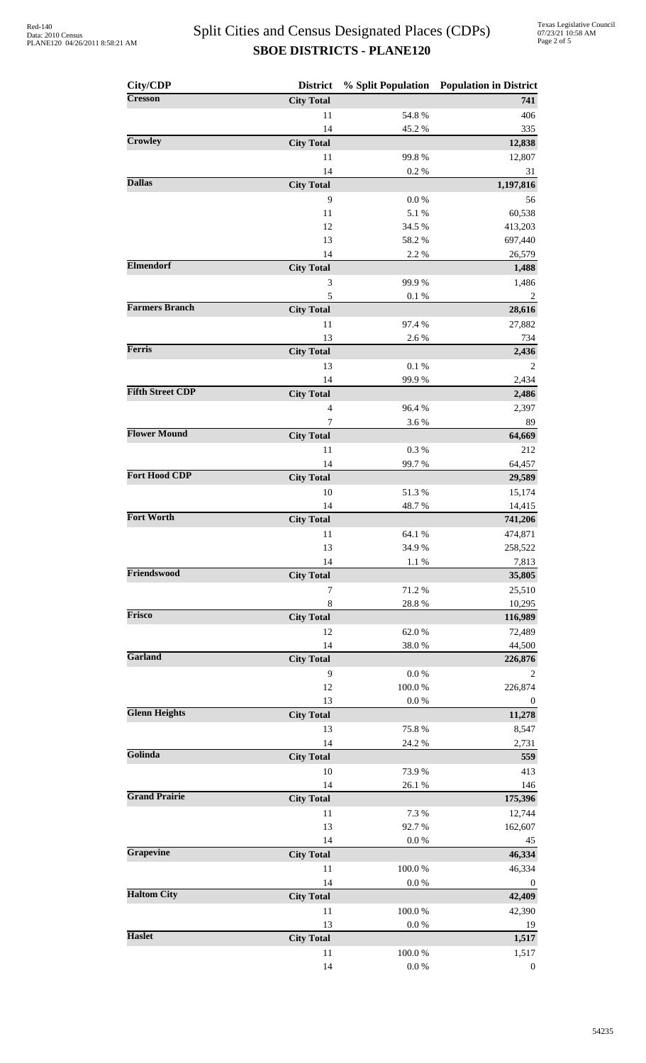# Split Cities and Census Designated Places (CDPs)

## SBOE DISTRICTS - PLANE120

| City/CDP | District | % Split Population | Population in District |
|---|---|---|---|
| **Cresson** | **City Total** | | **741** |
| | 11 | 54.8 % | 406 |
| | 14 | 45.2 % | 335 |
| **Crowley** | **City Total** | | **12,838** |
| | 11 | 99.8 % | 12,807 |
| | 14 | 0.2 % | 31 |
| **Dallas** | **City Total** | | **1,197,816** |
| | 9 | 0.0 % | 56 |
| | 11 | 5.1 % | 60,538 |
| | 12 | 34.5 % | 413,203 |
| | 13 | 58.2 % | 697,440 |
| | 14 | 2.2 % | 26,579 |
| **Elmendorf** | **City Total** | | **1,488** |
| | 3 | 99.9 % | 1,486 |
| | 5 | 0.1 % | 2 |
| **Farmers Branch** | **City Total** | | **28,616** |
| | 11 | 97.4 % | 27,882 |
| | 13 | 2.6 % | 734 |
| **Ferris** | **City Total** | | **2,436** |
| | 13 | 0.1 % | 2 |
| | 14 | 99.9 % | 2,434 |
| **Fifth Street CDP** | **City Total** | | **2,486** |
| | 4 | 96.4 % | 2,397 |
| | 7 | 3.6 % | 89 |
| **Flower Mound** | **City Total** | | **64,669** |
| | 11 | 0.3 % | 212 |
| | 14 | 99.7 % | 64,457 |
| **Fort Hood CDP** | **City Total** | | **29,589** |
| | 10 | 51.3 % | 15,174 |
| | 14 | 48.7 % | 14,415 |
| **Fort Worth** | **City Total** | | **741,206** |
| | 11 | 64.1 % | 474,871 |
| | 13 | 34.9 % | 258,522 |
| | 14 | 1.1 % | 7,813 |
| **Friendswood** | **City Total** | | **35,805** |
| | 7 | 71.2 % | 25,510 |
| | 8 | 28.8 % | 10,295 |
| **Frisco** | **City Total** | | **116,989** |
| | 12 | 62.0 % | 72,489 |
| | 14 | 38.0 % | 44,500 |
| **Garland** | **City Total** | | **226,876** |
| | 9 | 0.0 % | 2 |
| | 12 | 100.0 % | 226,874 |
| | 13 | 0.0 % | 0 |
| **Glenn Heights** | **City Total** | | **11,278** |
| | 13 | 75.8 % | 8,547 |
| | 14 | 24.2 % | 2,731 |
| **Golinda** | **City Total** | | **559** |
| | 10 | 73.9 % | 413 |
| | 14 | 26.1 % | 146 |
| **Grand Prairie** | **City Total** | | **175,396** |
| | 11 | 7.3 % | 12,744 |
| | 13 | 92.7 % | 162,607 |
| | 14 | 0.0 % | 45 |
| **Grapevine** | **City Total** | | **46,334** |
| | 11 | 100.0 % | 46,334 |
| | 14 | 0.0 % | 0 |
| **Haltom City** | **City Total** | | **42,409** |
| | 11 | 100.0 % | 42,390 |
| | 13 | 0.0 % | 19 |
| **Haslet** | **City Total** | | **1,517** |
| | 11 | 100.0 % | 1,517 |
| | 14 | 0.0 % | 0 |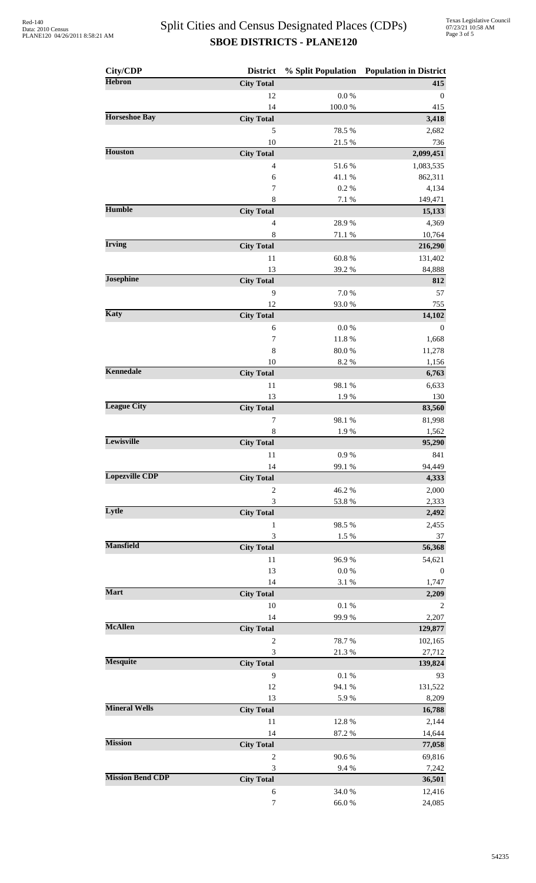# Split Cities and Census Designated Places (CDPs)

## SBOE DISTRICTS - PLANE120

| City/CDP | District | % Split Population | Population in District |
|---|---|---|---|
| **Hebron** | **City Total** | | **415** |
| | 12 | 0.0 % | 0 |
| | 14 | 100.0 % | 415 |
| **Horseshoe Bay** | **City Total** | | **3,418** |
| | 5 | 78.5 % | 2,682 |
| | 10 | 21.5 % | 736 |
| **Houston** | **City Total** | | **2,099,451** |
| | 4 | 51.6 % | 1,083,535 |
| | 6 | 41.1 % | 862,311 |
| | 7 | 0.2 % | 4,134 |
| | 8 | 7.1 % | 149,471 |
| **Humble** | **City Total** | | **15,133** |
| | 4 | 28.9 % | 4,369 |
| | 8 | 71.1 % | 10,764 |
| **Irving** | **City Total** | | **216,290** |
| | 11 | 60.8 % | 131,402 |
| | 13 | 39.2 % | 84,888 |
| **Josephine** | **City Total** | | **812** |
| | 9 | 7.0 % | 57 |
| | 12 | 93.0 % | 755 |
| **Katy** | **City Total** | | **14,102** |
| | 6 | 0.0 % | 0 |
| | 7 | 11.8 % | 1,668 |
| | 8 | 80.0 % | 11,278 |
| | 10 | 8.2 % | 1,156 |
| **Kennedale** | **City Total** | | **6,763** |
| | 11 | 98.1 % | 6,633 |
| | 13 | 1.9 % | 130 |
| **League City** | **City Total** | | **83,560** |
| | 7 | 98.1 % | 81,998 |
| | 8 | 1.9 % | 1,562 |
| **Lewisville** | **City Total** | | **95,290** |
| | 11 | 0.9 % | 841 |
| | 14 | 99.1 % | 94,449 |
| **Lopezville CDP** | **City Total** | | **4,333** |
| | 2 | 46.2 % | 2,000 |
| | 3 | 53.8 % | 2,333 |
| **Lytle** | **City Total** | | **2,492** |
| | 1 | 98.5 % | 2,455 |
| | 3 | 1.5 % | 37 |
| **Mansfield** | **City Total** | | **56,368** |
| | 11 | 96.9 % | 54,621 |
| | 13 | 0.0 % | 0 |
| | 14 | 3.1 % | 1,747 |
| **Mart** | **City Total** | | **2,209** |
| | 10 | 0.1 % | 2 |
| | 14 | 99.9 % | 2,207 |
| **McAllen** | **City Total** | | **129,877** |
| | 2 | 78.7 % | 102,165 |
| | 3 | 21.3 % | 27,712 |
| **Mesquite** | **City Total** | | **139,824** |
| | 9 | 0.1 % | 93 |
| | 12 | 94.1 % | 131,522 |
| | 13 | 5.9 % | 8,209 |
| **Mineral Wells** | **City Total** | | **16,788** |
| | 11 | 12.8 % | 2,144 |
| | 14 | 87.2 % | 14,644 |
| **Mission** | **City Total** | | **77,058** |
| | 2 | 90.6 % | 69,816 |
| | 3 | 9.4 % | 7,242 |
| **Mission Bend CDP** | **City Total** | | **36,501** |
| | 6 | 34.0 % | 12,416 |
| | 7 | 66.0 % | 24,085 |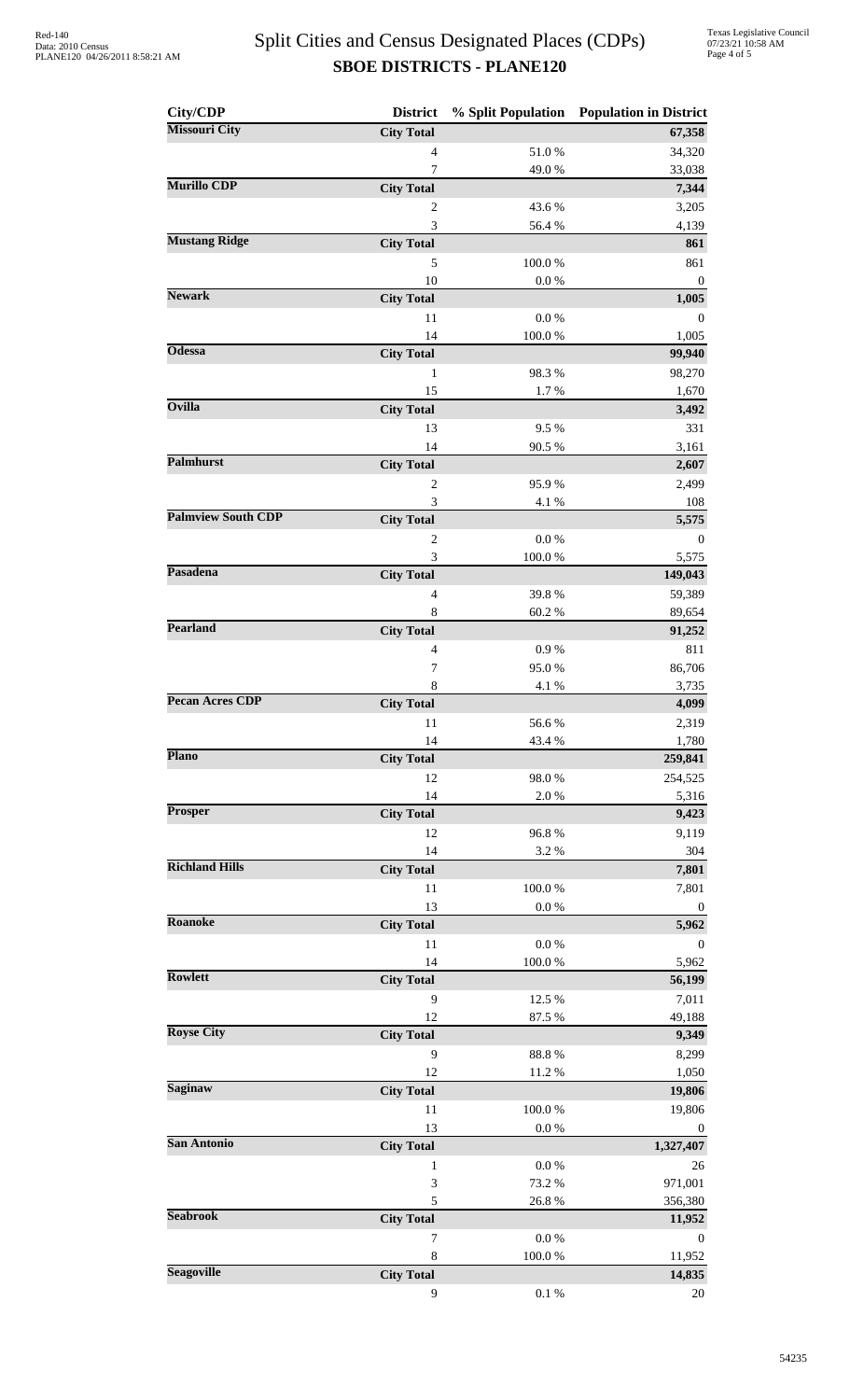# Split Cities and Census Designated Places (CDPs)

## SBOE DISTRICTS - PLANE120

| City/CDP | District | % Split Population | Population in District |
|---|---|---|---|
| **Missouri City** | **City Total** | | **67,358** |
| | 4 | 51.0 % | 34,320 |
| | 7 | 49.0 % | 33,038 |
| **Murillo CDP** | **City Total** | | **7,344** |
| | 2 | 43.6 % | 3,205 |
| | 3 | 56.4 % | 4,139 |
| **Mustang Ridge** | **City Total** | | **861** |
| | 5 | 100.0 % | 861 |
| | 10 | 0.0 % | 0 |
| **Newark** | **City Total** | | **1,005** |
| | 11 | 0.0 % | 0 |
| | 14 | 100.0 % | 1,005 |
| **Odessa** | **City Total** | | **99,940** |
| | 1 | 98.3 % | 98,270 |
| | 15 | 1.7 % | 1,670 |
| **Ovilla** | **City Total** | | **3,492** |
| | 13 | 9.5 % | 331 |
| | 14 | 90.5 % | 3,161 |
| **Palmhurst** | **City Total** | | **2,607** |
| | 2 | 95.9 % | 2,499 |
| | 3 | 4.1 % | 108 |
| **Palmview South CDP** | **City Total** | | **5,575** |
| | 2 | 0.0 % | 0 |
| | 3 | 100.0 % | 5,575 |
| **Pasadena** | **City Total** | | **149,043** |
| | 4 | 39.8 % | 59,389 |
| | 8 | 60.2 % | 89,654 |
| **Pearland** | **City Total** | | **91,252** |
| | 4 | 0.9 % | 811 |
| | 7 | 95.0 % | 86,706 |
| | 8 | 4.1 % | 3,735 |
| **Pecan Acres CDP** | **City Total** | | **4,099** |
| | 11 | 56.6 % | 2,319 |
| | 14 | 43.4 % | 1,780 |
| **Plano** | **City Total** | | **259,841** |
| | 12 | 98.0 % | 254,525 |
| | 14 | 2.0 % | 5,316 |
| **Prosper** | **City Total** | | **9,423** |
| | 12 | 96.8 % | 9,119 |
| | 14 | 3.2 % | 304 |
| **Richland Hills** | **City Total** | | **7,801** |
| | 11 | 100.0 % | 7,801 |
| | 13 | 0.0 % | 0 |
| **Roanoke** | **City Total** | | **5,962** |
| | 11 | 0.0 % | 0 |
| | 14 | 100.0 % | 5,962 |
| **Rowlett** | **City Total** | | **56,199** |
| | 9 | 12.5 % | 7,011 |
| | 12 | 87.5 % | 49,188 |
| **Royse City** | **City Total** | | **9,349** |
| | 9 | 88.8 % | 8,299 |
| | 12 | 11.2 % | 1,050 |
| **Saginaw** | **City Total** | | **19,806** |
| | 11 | 100.0 % | 19,806 |
| | 13 | 0.0 % | 0 |
| **San Antonio** | **City Total** | | **1,327,407** |
| | 1 | 0.0 % | 26 |
| | 3 | 73.2 % | 971,001 |
| | 5 | 26.8 % | 356,380 |
| **Seabrook** | **City Total** | | **11,952** |
| | 7 | 0.0 % | 0 |
| | 8 | 100.0 % | 11,952 |
| **Seagoville** | **City Total** | | **14,835** |
| | 9 | 0.1 % | 20 |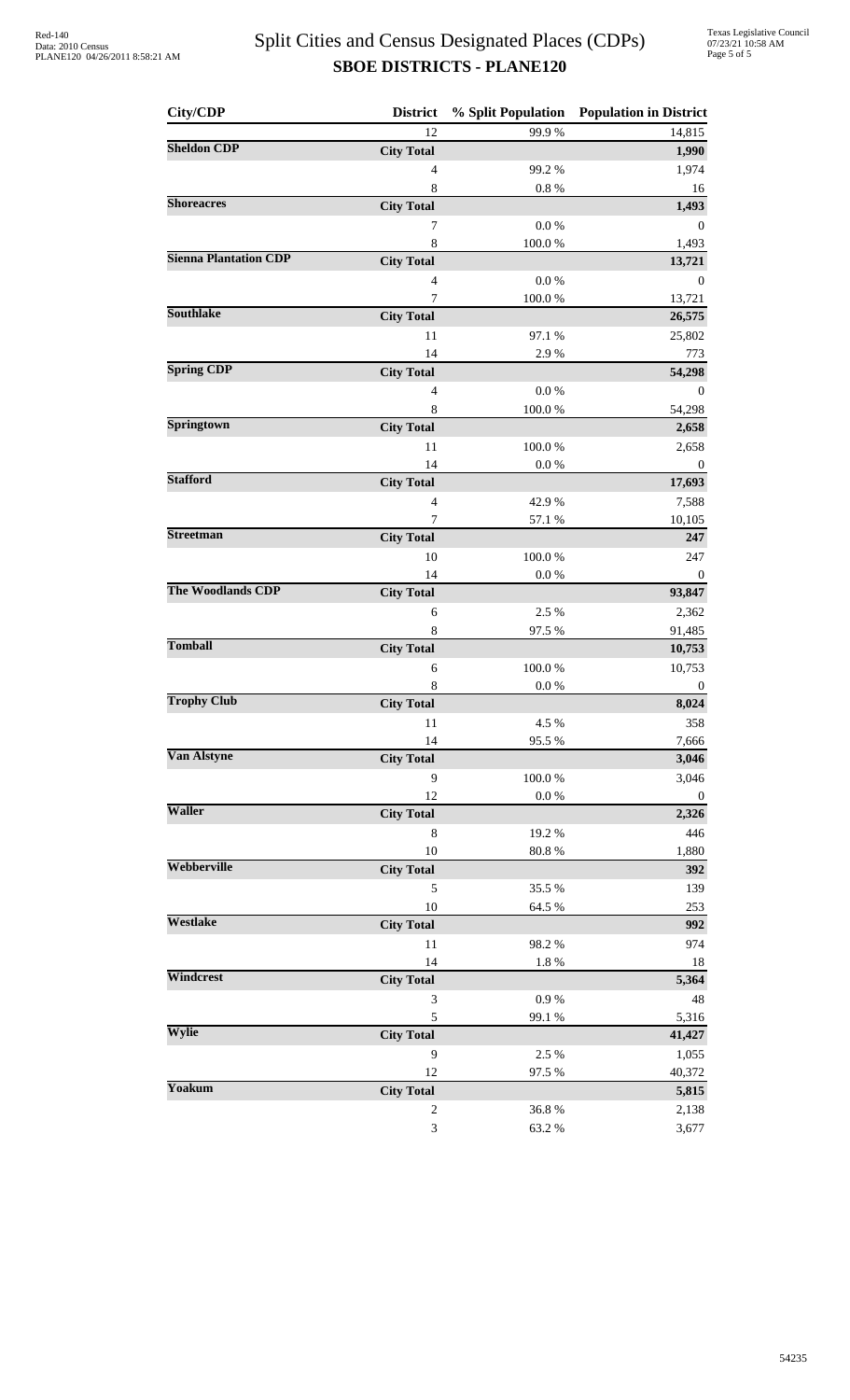## Split Cities and Census Designated Places (CDPs)

## SBOE DISTRICTS - PLANE120

| City/CDP | District | % Split Population | Population in District |
|---|---|---|---|
| | 12 | 99.9 % | 14,815 |
| **Sheldon CDP** | **City Total** | | **1,990** |
| | 4 | 99.2 % | 1,974 |
| | 8 | 0.8 % | 16 |
| **Shoreacres** | **City Total** | | **1,493** |
| | 7 | 0.0 % | 0 |
| | 8 | 100.0 % | 1,493 |
| **Sienna Plantation CDP** | **City Total** | | **13,721** |
| | 4 | 0.0 % | 0 |
| | 7 | 100.0 % | 13,721 |
| **Southlake** | **City Total** | | **26,575** |
| | 11 | 97.1 % | 25,802 |
| | 14 | 2.9 % | 773 |
| **Spring CDP** | **City Total** | | **54,298** |
| | 4 | 0.0 % | 0 |
| | 8 | 100.0 % | 54,298 |
| **Springtown** | **City Total** | | **2,658** |
| | 11 | 100.0 % | 2,658 |
| | 14 | 0.0 % | 0 |
| **Stafford** | **City Total** | | **17,693** |
| | 4 | 42.9 % | 7,588 |
| | 7 | 57.1 % | 10,105 |
| **Streetman** | **City Total** | | **247** |
| | 10 | 100.0 % | 247 |
| | 14 | 0.0 % | 0 |
| **The Woodlands CDP** | **City Total** | | **93,847** |
| | 6 | 2.5 % | 2,362 |
| | 8 | 97.5 % | 91,485 |
| **Tomball** | **City Total** | | **10,753** |
| | 6 | 100.0 % | 10,753 |
| | 8 | 0.0 % | 0 |
| **Trophy Club** | **City Total** | | **8,024** |
| | 11 | 4.5 % | 358 |
| | 14 | 95.5 % | 7,666 |
| **Van Alstyne** | **City Total** | | **3,046** |
| | 9 | 100.0 % | 3,046 |
| | 12 | 0.0 % | 0 |
| **Waller** | **City Total** | | **2,326** |
| | 8 | 19.2 % | 446 |
| | 10 | 80.8 % | 1,880 |
| **Webberville** | **City Total** | | **392** |
| | 5 | 35.5 % | 139 |
| | 10 | 64.5 % | 253 |
| **Westlake** | **City Total** | | **992** |
| | 11 | 98.2 % | 974 |
| | 14 | 1.8 % | 18 |
| **Windcrest** | **City Total** | | **5,364** |
| | 3 | 0.9 % | 48 |
| | 5 | 99.1 % | 5,316 |
| **Wylie** | **City Total** | | **41,427** |
| | 9 | 2.5 % | 1,055 |
| | 12 | 97.5 % | 40,372 |
| **Yoakum** | **City Total** | | **5,815** |
| | 2 | 36.8 % | 2,138 |
| | 3 | 63.2 % | 3,677 |